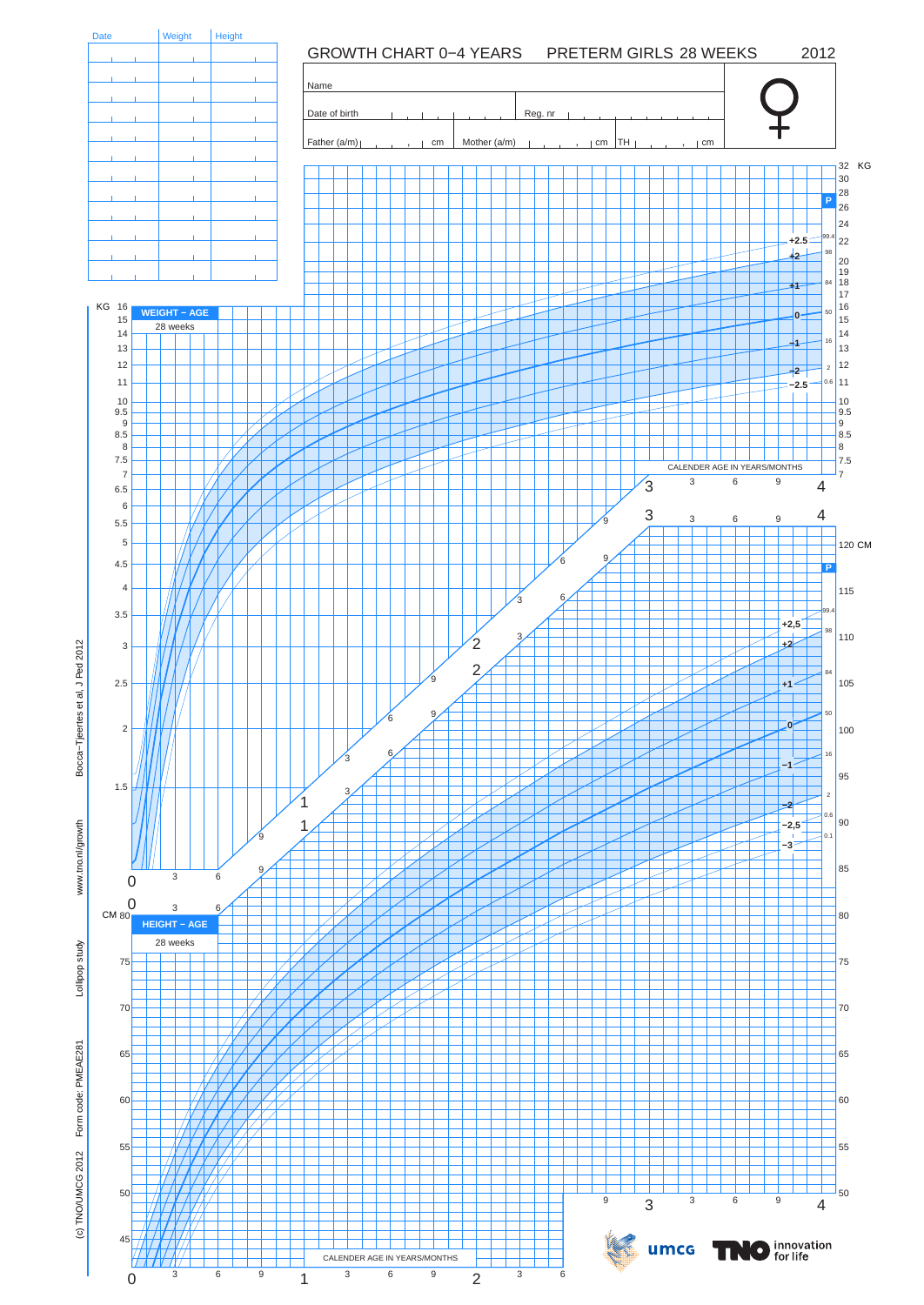# GROWTH CHART 0–4 YEARS PRETERM GIRLS 28 WEEKS 2012

| Date | Weight | Height |
|---|---|---|
| | | |
| | | |
| | | |
| | | |
| | | |
| | | |
| | | |
| | | |
| | | |
| | | |
| | | |

Name

Date of birth | Reg. nr

Father (a/m) cm | Mother (a/m) cm | TH cm

♀

**WEIGHT – AGE**

28 weeks

**HEIGHT – AGE**

28 weeks

CALENDER AGE IN YEARS/MONTHS

Bocca–Tjeertes et al, J Ped 2012

www.tno.nl/growth

Lollipop study

Form code: PMEAE281

(c) TNO/UMCG 2012

umcg

TNO innovation for life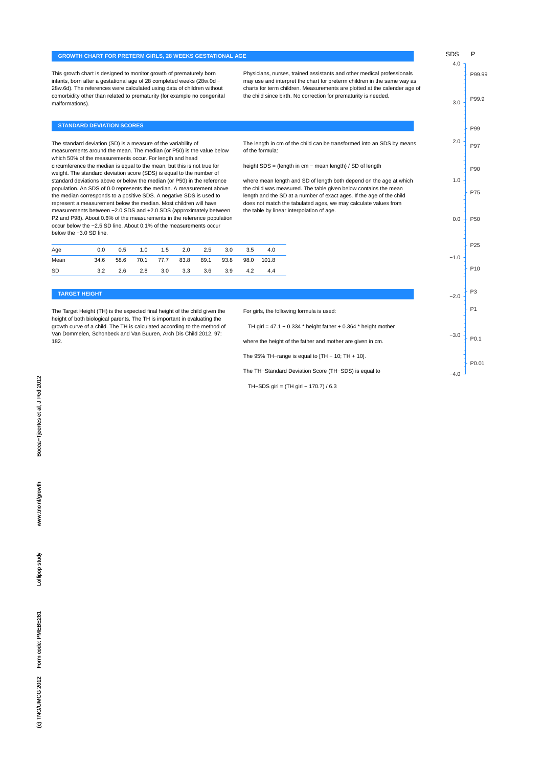## GROWTH CHART FOR PRETERM GIRLS, 28 WEEKS GESTATIONAL AGE

This growth chart is designed to monitor growth of prematurely born infants, born after a gestational age of 28 completed weeks (28w.0d − 28w.6d). The references were calculated using data of children without comorbidity other than related to prematurity (for example no congenital malformations).

Physicians, nurses, trained assistants and other medical professionals may use and interpret the chart for preterm children in the same way as charts for term children. Measurements are plotted at the calender age of the child since birth. No correction for prematurity is needed.

## STANDARD DEVIATION SCORES

The standard deviation (SD) is a measure of the variability of measurements around the mean. The median (or P50) is the value below which 50% of the measurements occur. For length and head circumference the median is equal to the mean, but this is not true for weight. The standard deviation score (SDS) is equal to the number of standard deviations above or below the median (or P50) in the reference population. An SDS of 0.0 represents the median. A measurement above the median corresponds to a positive SDS. A negative SDS is used to represent a measurement below the median. Most children will have measurements between −2.0 SDS and +2.0 SDS (approximately between P2 and P98). About 0.6% of the measurements in the reference population occur below the −2.5 SD line. About 0.1% of the measurements occur below the −3.0 SD line.

| Age | 0.0 | 0.5 | 1.0 | 1.5 | 2.0 | 2.5 | 3.0 | 3.5 | 4.0 |
|---|---|---|---|---|---|---|---|---|---|
| Mean | 34.6 | 58.6 | 70.1 | 77.7 | 83.8 | 89.1 | 93.8 | 98.0 | 101.8 |
| SD | 3.2 | 2.6 | 2.8 | 3.0 | 3.3 | 3.6 | 3.9 | 4.2 | 4.4 |

The length in cm of the child can be transformed into an SDS by means of the formula:

height SDS = (length in cm − mean length) / SD of length

where mean length and SD of length both depend on the age at which the child was measured. The table given below contains the mean length and the SD at a number of exact ages. If the age of the child does not match the tabulated ages, we may calculate values from the table by linear interpolation of age.

## TARGET HEIGHT

The Target Height (TH) is the expected final height of the child given the height of both biological parents. The TH is important in evaluating the growth curve of a child. The TH is calculated according to the method of Van Dommelen, Schonbeck and Van Buuren, Arch Dis Child 2012, 97: 182.

For girls, the following formula is used:

TH girl = 47.1 + 0.334 * height father + 0.364 * height mother

where the height of the father and mother are given in cm.

The 95% TH−range is equal to [TH − 10; TH + 10].

The TH−Standard Deviation Score (TH−SDS) is equal to

TH−SDS girl = (TH girl − 170.7) / 6.3

SDS P

4.0
3.0
2.0
1.0
0.0
−1.0
−2.0
−3.0
−4.0

P99.99
P99.9
P99
P97
P90
P75
P50
P25
P10
P3
P1
P0.1
P0.01

(c) TNO/UMCG 2012 Form code: PMEBE281 Lollipop study www.tno.nl/growth Bocca−Tjeertes et al, J Ped 2012